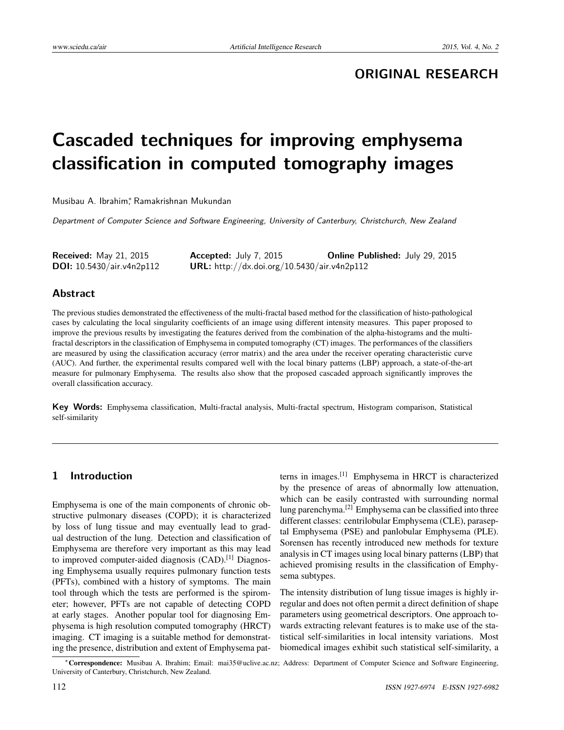**ORIGINAL RESEARCH**

# Cascaded techniques for improving emphysema classification in computed tomography images

Musibau A. Ibrahim*, Ramakrishnan Mukundan

*Department of Computer Science and Software Engineering, University of Canterbury, Christchurch, New Zealand*

**Received:** May 21, 2015 **Accepted:** July 7, 2015 **Online Published:** July 29, 2015
**DOI:** 10.5430/air.v4n2p112 **URL:** http://dx.doi.org/10.5430/air.v4n2p112

## Abstract

The previous studies demonstrated the effectiveness of the multi-fractal based method for the classification of histo-pathological cases by calculating the local singularity coefficients of an image using different intensity measures. This paper proposed to improve the previous results by investigating the features derived from the combination of the alpha-histograms and the multi-fractal descriptors in the classification of Emphysema in computed tomography (CT) images. The performances of the classifiers are measured by using the classification accuracy (error matrix) and the area under the receiver operating characteristic curve (AUC). And further, the experimental results compared well with the local binary patterns (LBP) approach, a state-of-the-art measure for pulmonary Emphysema. The results also show that the proposed cascaded approach significantly improves the overall classification accuracy.

**Key Words:** Emphysema classification, Multi-fractal analysis, Multi-fractal spectrum, Histogram comparison, Statistical self-similarity

## 1 Introduction

Emphysema is one of the main components of chronic obstructive pulmonary diseases (COPD); it is characterized by loss of lung tissue and may eventually lead to gradual destruction of the lung. Detection and classification of Emphysema are therefore very important as this may lead to improved computer-aided diagnosis (CAD).[1] Diagnosing Emphysema usually requires pulmonary function tests (PFTs), combined with a history of symptoms. The main tool through which the tests are performed is the spirometer; however, PFTs are not capable of detecting COPD at early stages. Another popular tool for diagnosing Emphysema is high resolution computed tomography (HRCT) imaging. CT imaging is a suitable method for demonstrating the presence, distribution and extent of Emphysema patterns in images.[1] Emphysema in HRCT is characterized by the presence of areas of abnormally low attenuation, which can be easily contrasted with surrounding normal lung parenchyma.[2] Emphysema can be classified into three different classes: centrilobular Emphysema (CLE), paraseptal Emphysema (PSE) and panlobular Emphysema (PLE). Sorensen has recently introduced new methods for texture analysis in CT images using local binary patterns (LBP) that achieved promising results in the classification of Emphysema subtypes.

The intensity distribution of lung tissue images is highly irregular and does not often permit a direct definition of shape parameters using geometrical descriptors. One approach towards extracting relevant features is to make use of the statistical self-similarities in local intensity variations. Most biomedical images exhibit such statistical self-similarity, a

*Correspondence: Musibau A. Ibrahim; Email: mai35@uclive.ac.nz; Address: Department of Computer Science and Software Engineering, University of Canterbury, Christchurch, New Zealand.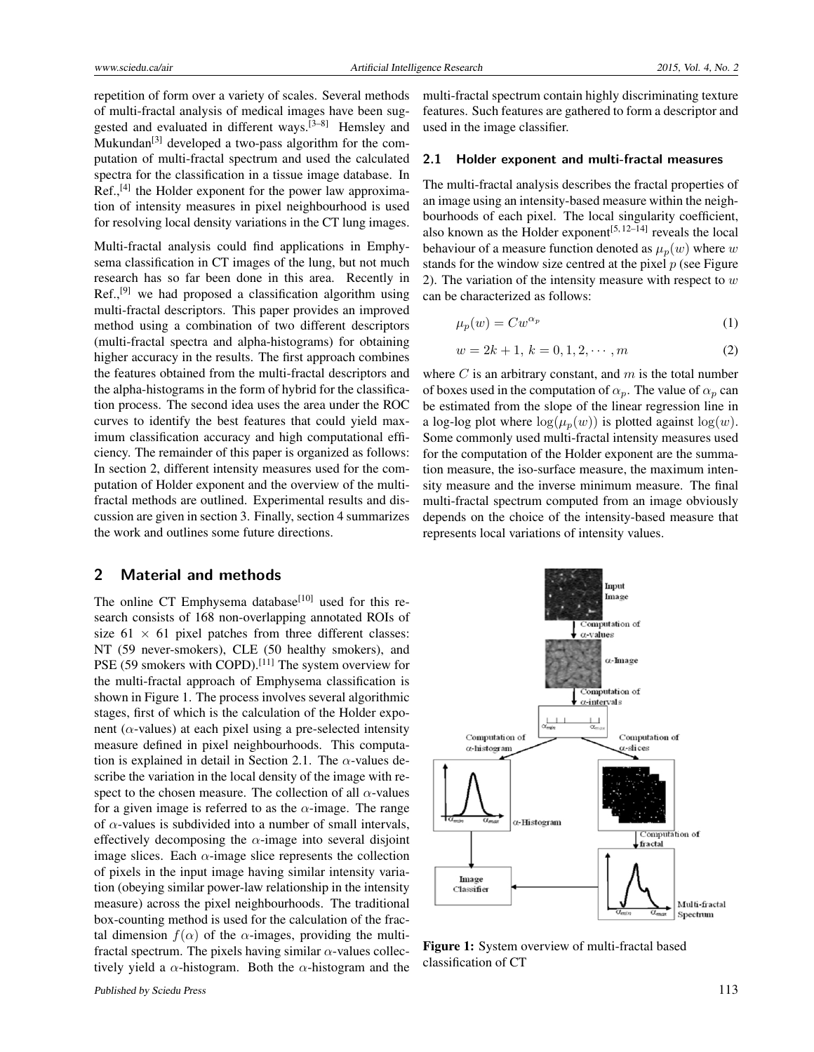repetition of form over a variety of scales. Several methods of multi-fractal analysis of medical images have been suggested and evaluated in different ways.[3–8] Hemsley and Mukundan[3] developed a two-pass algorithm for the computation of multi-fractal spectrum and used the calculated spectra for the classification in a tissue image database. In Ref.,[4] the Holder exponent for the power law approximation of intensity measures in pixel neighbourhood is used for resolving local density variations in the CT lung images.

Multi-fractal analysis could find applications in Emphysema classification in CT images of the lung, but not much research has so far been done in this area. Recently in Ref.,[9] we had proposed a classification algorithm using multi-fractal descriptors. This paper provides an improved method using a combination of two different descriptors (multi-fractal spectra and alpha-histograms) for obtaining higher accuracy in the results. The first approach combines the features obtained from the multi-fractal descriptors and the alpha-histograms in the form of hybrid for the classification process. The second idea uses the area under the ROC curves to identify the best features that could yield maximum classification accuracy and high computational efficiency. The remainder of this paper is organized as follows: In section 2, different intensity measures used for the computation of Holder exponent and the overview of the multi-fractal methods are outlined. Experimental results and discussion are given in section 3. Finally, section 4 summarizes the work and outlines some future directions.

## 2 Material and methods

The online CT Emphysema database[10] used for this research consists of 168 non-overlapping annotated ROIs of size 61 × 61 pixel patches from three different classes: NT (59 never-smokers), CLE (50 healthy smokers), and PSE (59 smokers with COPD).[11] The system overview for the multi-fractal approach of Emphysema classification is shown in Figure 1. The process involves several algorithmic stages, first of which is the calculation of the Holder exponent ($\alpha$-values) at each pixel using a pre-selected intensity measure defined in pixel neighbourhoods. This computation is explained in detail in Section 2.1. The $\alpha$-values describe the variation in the local density of the image with respect to the chosen measure. The collection of all $\alpha$-values for a given image is referred to as the $\alpha$-image. The range of $\alpha$-values is subdivided into a number of small intervals, effectively decomposing the $\alpha$-image into several disjoint image slices. Each $\alpha$-image slice represents the collection of pixels in the input image having similar intensity variation (obeying similar power-law relationship in the intensity measure) across the pixel neighbourhoods. The traditional box-counting method is used for the calculation of the fractal dimension $f(\alpha)$ of the $\alpha$-images, providing the multi-fractal spectrum. The pixels having similar $\alpha$-values collectively yield a $\alpha$-histogram. Both the $\alpha$-histogram and the multi-fractal spectrum contain highly discriminating texture features. Such features are gathered to form a descriptor and used in the image classifier.

### 2.1 Holder exponent and multi-fractal measures

The multi-fractal analysis describes the fractal properties of an image using an intensity-based measure within the neighbourhoods of each pixel. The local singularity coefficient, also known as the Holder exponent[5, 12–14] reveals the local behaviour of a measure function denoted as $\mu_p(w)$ where $w$ stands for the window size centred at the pixel $p$ (see Figure 2). The variation of the intensity measure with respect to $w$ can be characterized as follows:

$$\mu_p(w) = Cw^{\alpha_p} \tag{1}$$

$$w = 2k + 1,\ k = 0, 1, 2, \cdots, m \tag{2}$$

where $C$ is an arbitrary constant, and $m$ is the total number of boxes used in the computation of $\alpha_p$. The value of $\alpha_p$ can be estimated from the slope of the linear regression line in a log-log plot where $\log(\mu_p(w))$ is plotted against $\log(w)$. Some commonly used multi-fractal intensity measures used for the computation of the Holder exponent are the summation measure, the iso-surface measure, the maximum intensity measure and the inverse minimum measure. The final multi-fractal spectrum computed from an image obviously depends on the choice of the intensity-based measure that represents local variations of intensity values.

**Figure 1:** System overview of multi-fractal based classification of CT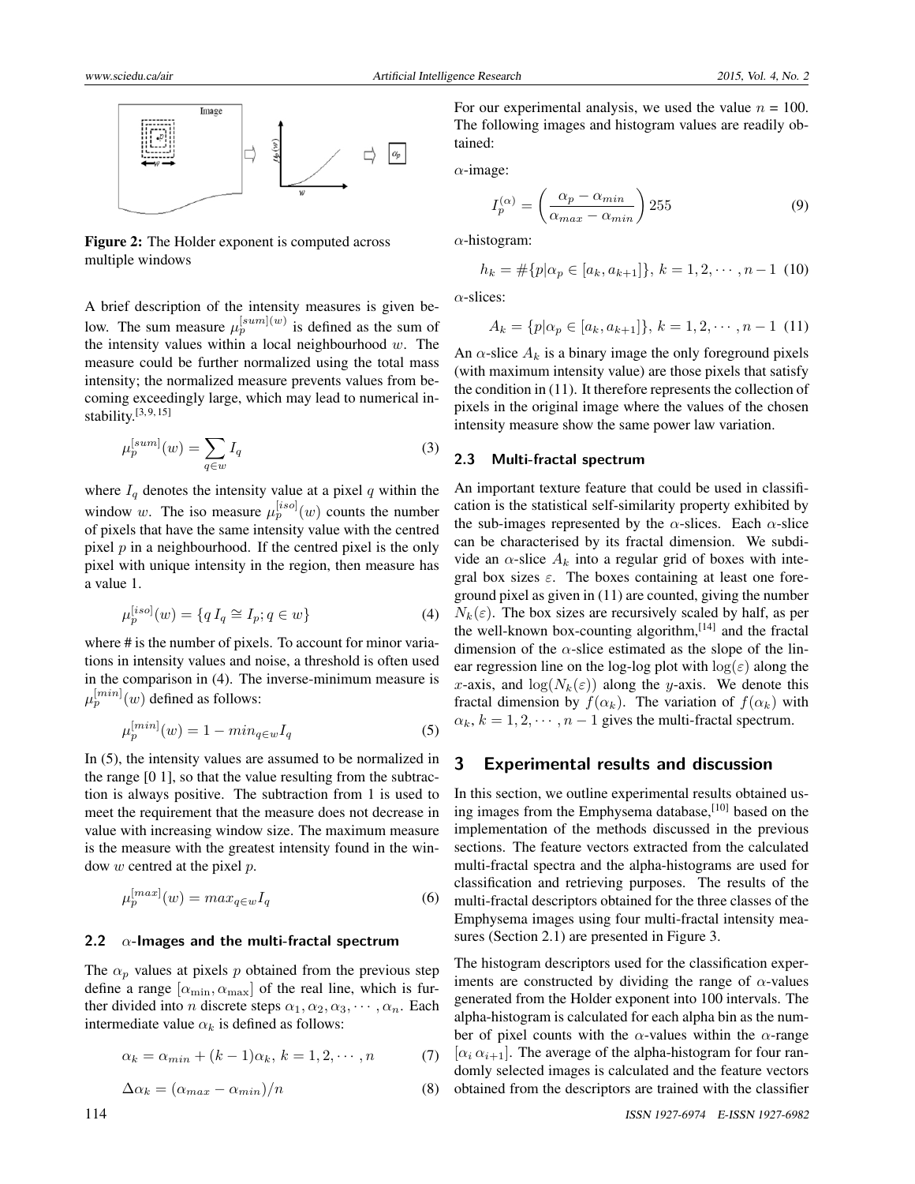Figure 2: The Holder exponent is computed across multiple windows

A brief description of the intensity measures is given below. The sum measure $\mu_p^{[sum](w)}$ is defined as the sum of the intensity values within a local neighbourhood $w$. The measure could be further normalized using the total mass intensity; the normalized measure prevents values from becoming exceedingly large, which may lead to numerical instability.[3,9,15]

$$\mu_p^{[sum]}(w) = \sum_{q \in w} I_q \tag{3}$$

where $I_q$ denotes the intensity value at a pixel $q$ within the window $w$. The iso measure $\mu_p^{[iso]}(w)$ counts the number of pixels that have the same intensity value with the centred pixel $p$ in a neighbourhood. If the centred pixel is the only pixel with unique intensity in the region, then measure has a value 1.

$$\mu_p^{[iso]}(w) = \{q \, I_q \cong I_p; q \in w\} \tag{4}$$

where # is the number of pixels. To account for minor variations in intensity values and noise, a threshold is often used in the comparison in (4). The inverse-minimum measure is $\mu_p^{[min]}(w)$ defined as follows:

$$\mu_p^{[min]}(w) = 1 - min_{q \in w} I_q \tag{5}$$

In (5), the intensity values are assumed to be normalized in the range [0 1], so that the value resulting from the subtraction is always positive. The subtraction from 1 is used to meet the requirement that the measure does not decrease in value with increasing window size. The maximum measure is the measure with the greatest intensity found in the window $w$ centred at the pixel $p$.

$$\mu_p^{[max]}(w) = max_{q \in w} I_q \tag{6}$$

### 2.2 $\alpha$-Images and the multi-fractal spectrum

The $\alpha_p$ values at pixels $p$ obtained from the previous step define a range $[\alpha_{\min}, \alpha_{\max}]$ of the real line, which is further divided into $n$ discrete steps $\alpha_1, \alpha_2, \alpha_3, \cdots, \alpha_n$. Each intermediate value $\alpha_k$ is defined as follows:

$$\alpha_k = \alpha_{min} + (k-1)\alpha_k, \; k = 1, 2, \cdots, n \tag{7}$$

$$\Delta\alpha_k = (\alpha_{max} - \alpha_{min})/n \tag{8}$$

For our experimental analysis, we used the value $n$ = 100. The following images and histogram values are readily obtained:

$\alpha$-image:

$$I_p^{(\alpha)} = \left(\frac{\alpha_p - \alpha_{min}}{\alpha_{max} - \alpha_{min}}\right) 255 \tag{9}$$

$\alpha$-histogram:

$$h_k = \#\{p | \alpha_p \in [a_k, a_{k+1}]\}, \; k = 1, 2, \cdots, n-1 \tag{10}$$

$\alpha$-slices:

$$A_k = \{p | \alpha_p \in [a_k, a_{k+1}]\}, \; k = 1, 2, \cdots, n-1 \tag{11}$$

An $\alpha$-slice $A_k$ is a binary image the only foreground pixels (with maximum intensity value) are those pixels that satisfy the condition in (11). It therefore represents the collection of pixels in the original image where the values of the chosen intensity measure show the same power law variation.

### 2.3 Multi-fractal spectrum

An important texture feature that could be used in classification is the statistical self-similarity property exhibited by the sub-images represented by the $\alpha$-slices. Each $\alpha$-slice can be characterised by its fractal dimension. We subdivide an $\alpha$-slice $A_k$ into a regular grid of boxes with integral box sizes $\varepsilon$. The boxes containing at least one foreground pixel as given in (11) are counted, giving the number $N_k(\varepsilon)$. The box sizes are recursively scaled by half, as per the well-known box-counting algorithm,[14] and the fractal dimension of the $\alpha$-slice estimated as the slope of the linear regression line on the log-log plot with $\log(\varepsilon)$ along the $x$-axis, and $\log(N_k(\varepsilon))$ along the $y$-axis. We denote this fractal dimension by $f(\alpha_k)$. The variation of $f(\alpha_k)$ with $\alpha_k, k = 1, 2, \cdots, n-1$ gives the multi-fractal spectrum.

## 3 Experimental results and discussion

In this section, we outline experimental results obtained using images from the Emphysema database,[10] based on the implementation of the methods discussed in the previous sections. The feature vectors extracted from the calculated multi-fractal spectra and the alpha-histograms are used for classification and retrieving purposes. The results of the multi-fractal descriptors obtained for the three classes of the Emphysema images using four multi-fractal intensity measures (Section 2.1) are presented in Figure 3.

The histogram descriptors used for the classification experiments are constructed by dividing the range of $\alpha$-values generated from the Holder exponent into 100 intervals. The alpha-histogram is calculated for each alpha bin as the number of pixel counts with the $\alpha$-values within the $\alpha$-range $[\alpha_i \, \alpha_{i+1}]$. The average of the alpha-histogram for four randomly selected images is calculated and the feature vectors obtained from the descriptors are trained with the classifier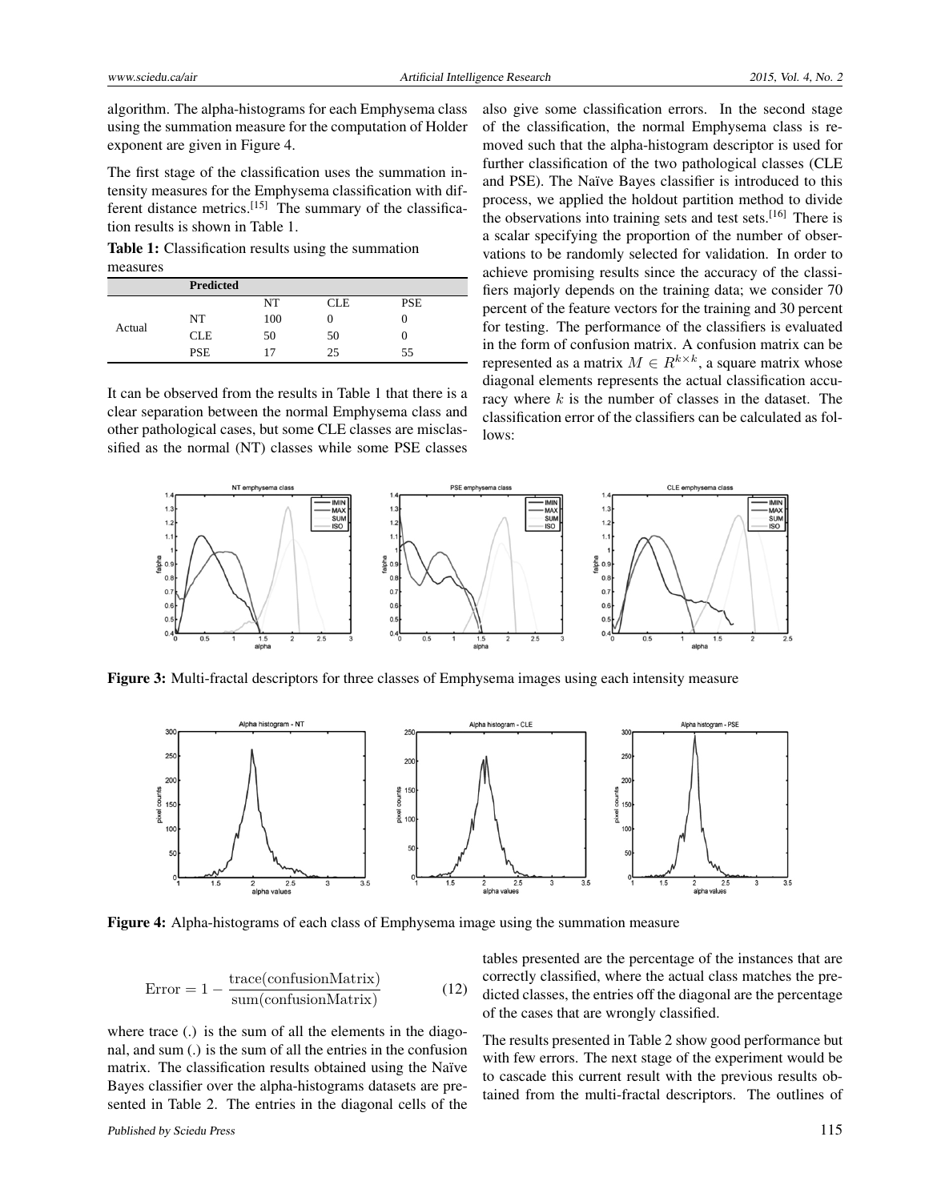algorithm. The alpha-histograms for each Emphysema class using the summation measure for the computation of Holder exponent are given in Figure 4.

The first stage of the classification uses the summation intensity measures for the Emphysema classification with different distance metrics.[15] The summary of the classification results is shown in Table 1.

**Table 1:** Classification results using the summation measures

| | Predicted | | | |
|---|---|---|---|---|
| | | NT | CLE | PSE |
| Actual | NT | 100 | 0 | 0 |
| | CLE | 50 | 50 | 0 |
| | PSE | 17 | 25 | 55 |

It can be observed from the results in Table 1 that there is a clear separation between the normal Emphysema class and other pathological cases, but some CLE classes are misclassified as the normal (NT) classes while some PSE classes also give some classification errors. In the second stage of the classification, the normal Emphysema class is removed such that the alpha-histogram descriptor is used for further classification of the two pathological classes (CLE and PSE). The Naïve Bayes classifier is introduced to this process, we applied the holdout partition method to divide the observations into training sets and test sets.[16] There is a scalar specifying the proportion of the number of observations to be randomly selected for validation. In order to achieve promising results since the accuracy of the classifiers majorly depends on the training data; we consider 70 percent of the feature vectors for the training and 30 percent for testing. The performance of the classifiers is evaluated in the form of confusion matrix. A confusion matrix can be represented as a matrix $M \in R^{k \times k}$, a square matrix whose diagonal elements represents the actual classification accuracy where $k$ is the number of classes in the dataset. The classification error of the classifiers can be calculated as follows:

**Figure 3:** Multi-fractal descriptors for three classes of Emphysema images using each intensity measure

**Figure 4:** Alpha-histograms of each class of Emphysema image using the summation measure

$$\text{Error} = 1 - \frac{\text{trace(confusionMatrix)}}{\text{sum(confusionMatrix)}} \tag{12}$$

where trace (.) is the sum of all the elements in the diagonal, and sum (.) is the sum of all the entries in the confusion matrix. The classification results obtained using the Naïve Bayes classifier over the alpha-histograms datasets are presented in Table 2. The entries in the diagonal cells of the tables presented are the percentage of the instances that are correctly classified, where the actual class matches the predicted classes, the entries off the diagonal are the percentage of the cases that are wrongly classified.

The results presented in Table 2 show good performance but with few errors. The next stage of the experiment would be to cascade this current result with the previous results obtained from the multi-fractal descriptors. The outlines of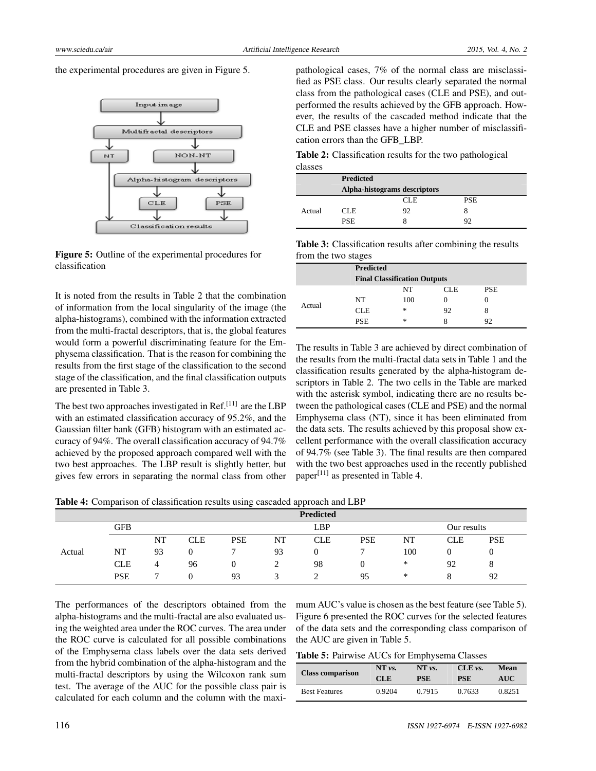the experimental procedures are given in Figure 5.

Figure 5: Outline of the experimental procedures for classification

It is noted from the results in Table 2 that the combination of information from the local singularity of the image (the alpha-histograms), combined with the information extracted from the multi-fractal descriptors, that is, the global features would form a powerful discriminating feature for the Emphysema classification. That is the reason for combining the results from the first stage of the classification to the second stage of the classification, and the final classification outputs are presented in Table 3.

The best two approaches investigated in Ref.[11] are the LBP with an estimated classification accuracy of 95.2%, and the Gaussian filter bank (GFB) histogram with an estimated accuracy of 94%. The overall classification accuracy of 94.7% achieved by the proposed approach compared well with the two best approaches. The LBP result is slightly better, but gives few errors in separating the normal class from other pathological cases, 7% of the normal class are misclassified as PSE class. Our results clearly separated the normal class from the pathological cases (CLE and PSE), and outperformed the results achieved by the GFB approach. However, the results of the cascaded method indicate that the CLE and PSE classes have a higher number of misclassification errors than the GFB_LBP.

**Table 2:** Classification results for the two pathological classes

| | Predicted | | |
|---|---|---|---|
| | Alpha-histograms descriptors | | |
| | | CLE | PSE |
| Actual | CLE | 92 | 8 |
| | PSE | 8 | 92 |

**Table 3:** Classification results after combining the results from the two stages

| | Predicted | | | |
|---|---|---|---|---|
| | Final Classification Outputs | | | |
| | | NT | CLE | PSE |
| Actual | NT | 100 | 0 | 0 |
| | CLE | * | 92 | 8 |
| | PSE | * | 8 | 92 |

The results in Table 3 are achieved by direct combination of the results from the multi-fractal data sets in Table 1 and the classification results generated by the alpha-histogram descriptors in Table 2. The two cells in the Table are marked with the asterisk symbol, indicating there are no results between the pathological cases (CLE and PSE) and the normal Emphysema class (NT), since it has been eliminated from the data sets. The results achieved by this proposal show excellent performance with the overall classification accuracy of 94.7% (see Table 3). The final results are then compared with the two best approaches used in the recently published paper[11] as presented in Table 4.

**Table 4:** Comparison of classification results using cascaded approach and LBP

| | Predicted | | | | | | | | | |
|---|---|---|---|---|---|---|---|---|---|---|
| | GFB | | | | LBP | | | Our results | | |
| | | NT | CLE | PSE | NT | CLE | PSE | NT | CLE | PSE |
| Actual | NT | 93 | 0 | 7 | 93 | 0 | 7 | 100 | 0 | 0 |
| | CLE | 4 | 96 | 0 | 2 | 98 | 0 | * | 92 | 8 |
| | PSE | 7 | 0 | 93 | 3 | 2 | 95 | * | 8 | 92 |

The performances of the descriptors obtained from the alpha-histograms and the multi-fractal are also evaluated using the weighted area under the ROC curves. The area under the ROC curve is calculated for all possible combinations of the Emphysema class labels over the data sets derived from the hybrid combination of the alpha-histogram and the multi-fractal descriptors by using the Wilcoxon rank sum test. The average of the AUC for the possible class pair is calculated for each column and the column with the maximum AUC's value is chosen as the best feature (see Table 5). Figure 6 presented the ROC curves for the selected features of the data sets and the corresponding class comparison of the AUC are given in Table 5.

**Table 5:** Pairwise AUCs for Emphysema Classes

| Class comparison | NT *vs.* CLE | NT *vs.* PSE | CLE *vs.* PSE | Mean AUC |
|---|---|---|---|---|
| Best Features | 0.9204 | 0.7915 | 0.7633 | 0.8251 |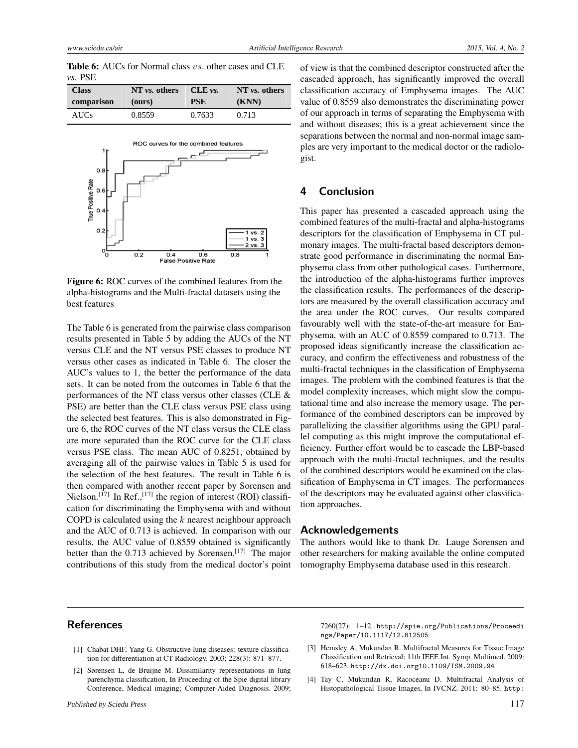**Table 6:** AUCs for Normal class *vs.* other cases and CLE *vs.* PSE

| Class comparison | NT *vs.* others (ours) | CLE *vs.* PSE | NT *vs.* others (KNN) |
|---|---|---|---|
| AUCs | 0.8559 | 0.7633 | 0.713 |

**Figure 6:** ROC curves of the combined features from the alpha-histograms and the Multi-fractal datasets using the best features

The Table 6 is generated from the pairwise class comparison results presented in Table 5 by adding the AUCs of the NT versus CLE and the NT versus PSE classes to produce NT versus other cases as indicated in Table 6. The closer the AUC's values to 1, the better the performance of the data sets. It can be noted from the outcomes in Table 6 that the performances of the NT class versus other classes (CLE & PSE) are better than the CLE class versus PSE class using the selected best features. This is also demonstrated in Figure 6, the ROC curves of the NT class versus the CLE class are more separated than the ROC curve for the CLE class versus PSE class. The mean AUC of 0.8251, obtained by averaging all of the pairwise values in Table 5 is used for the selection of the best features. The result in Table 6 is then compared with another recent paper by Sorensen and Nielson.[17] In Ref.,[17] the region of interest (ROI) classification for discriminating the Emphysema with and without COPD is calculated using the $k$ nearest neighbour approach and the AUC of 0.713 is achieved. In comparison with our results, the AUC value of 0.8559 obtained is significantly better than the 0.713 achieved by Sorensen.[17] The major contributions of this study from the medical doctor's point of view is that the combined descriptor constructed after the cascaded approach, has significantly improved the overall classification accuracy of Emphysema images. The AUC value of 0.8559 also demonstrates the discriminating power of our approach in terms of separating the Emphysema with and without diseases; this is a great achievement since the separations between the normal and non-normal image samples are very important to the medical doctor or the radiologist.

## 4 Conclusion

This paper has presented a cascaded approach using the combined features of the multi-fractal and alpha-histograms descriptors for the classification of Emphysema in CT pulmonary images. The multi-fractal based descriptors demonstrate good performance in discriminating the normal Emphysema class from other pathological cases. Furthermore, the introduction of the alpha-histograms further improves the classification results. The performances of the descriptors are measured by the overall classification accuracy and the area under the ROC curves. Our results compared favourably well with the state-of-the-art measure for Emphysema, with an AUC of 0.8559 compared to 0.713. The proposed ideas significantly increase the classification accuracy, and confirm the effectiveness and robustness of the multi-fractal techniques in the classification of Emphysema images. The problem with the combined features is that the model complexity increases, which might slow the computational time and also increase the memory usage. The performance of the combined descriptors can be improved by parallelizing the classifier algorithms using the GPU parallel computing as this might improve the computational efficiency. Further effort would be to cascade the LBP-based approach with the multi-fractal techniques, and the results of the combined descriptors would be examined on the classification of Emphysema in CT images. The performances of the descriptors may be evaluated against other classification approaches.

## Acknowledgements

The authors would like to thank Dr. Lauge Sorensen and other researchers for making available the online computed tomography Emphysema database used in this research.

## References

[1] Chabat DHF, Yang G. Obstructive lung diseases: texture classification for differentiation at CT Radiology. 2003; 228(3): 871–877.

[2] Sørensen L, de Bruijne M. Dissimilarity representations in lung parenchyma classification, In Proceeding of the Spie digital library Conference, Medical imaging; Computer-Aided Diagnosis. 2009; 7260(27): 1–12. http://spie.org/Publications/Proceedings/Paper/10.1117/12.812505

[3] Hemsley A, Mukundan R. Multifractal Measures for Tissue Image Classification and Retrieval; 11th IEEE Int. Symp. Multimed. 2009: 618–623. http://dx.doi.org10.1109/ISM.2009.94

[4] Tay C, Mukundan R, Racoceanu D. Multifractal Analysis of Histopathological Tissue Images, In IVCNZ. 2011: 80–85. http: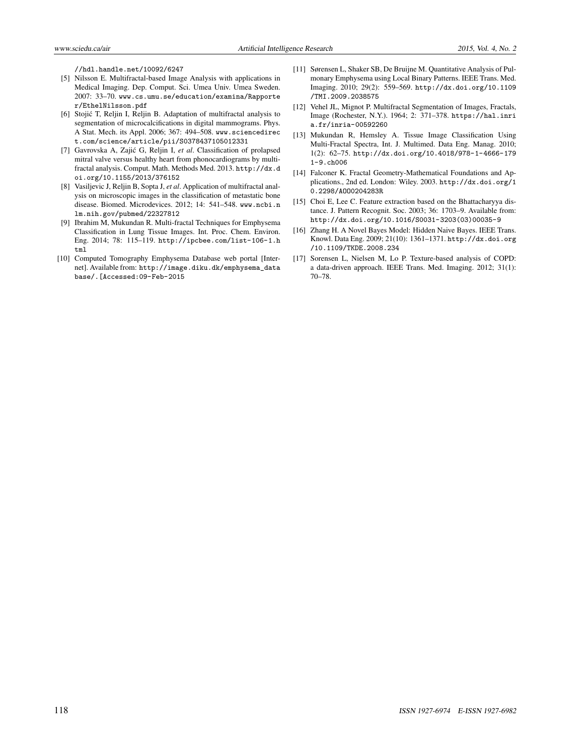//hdl.handle.net/10092/6247

[5] Nilsson E. Multifractal-based Image Analysis with applications in Medical Imaging. Dep. Comput. Sci. Umea Univ. Umea Sweden. 2007: 33–70. www.cs.umu.se/education/examina/Rapporter/EthelNilsson.pdf

[6] Stojić T, Reljin I, Reljin B. Adaptation of multifractal analysis to segmentation of microcalcifications in digital mammograms. Phys. A Stat. Mech. its Appl. 2006; 367: 494–508. www.sciencedirect.com/science/article/pii/S0378437105012331

[7] Gavrovska A, Zajić G, Reljin I, *et al*. Classification of prolapsed mitral valve versus healthy heart from phonocardiograms by multifractal analysis. Comput. Math. Methods Med. 2013. http://dx.doi.org/10.1155/2013/376152

[8] Vasiljevic J, Reljin B, Sopta J, *et al*. Application of multifractal analysis on microscopic images in the classification of metastatic bone disease. Biomed. Microdevices. 2012; 14: 541–548. www.ncbi.nlm.nih.gov/pubmed/22327812

[9] Ibrahim M, Mukundan R. Multi-fractal Techniques for Emphysema Classification in Lung Tissue Images. Int. Proc. Chem. Environ. Eng. 2014; 78: 115–119. http://ipcbee.com/list-106-1.html

[10] Computed Tomography Emphysema Database web portal [Internet]. Available from: http://image.diku.dk/emphysema_database/.[Accessed:09-Feb-2015

[11] Sørensen L, Shaker SB, De Bruijne M. Quantitative Analysis of Pulmonary Emphysema using Local Binary Patterns. IEEE Trans. Med. Imaging. 2010; 29(2): 559–569. http://dx.doi.org/10.1109/TMI.2009.2038575

[12] Vehel JL, Mignot P. Multifractal Segmentation of Images, Fractals, Image (Rochester, N.Y.). 1964; 2: 371–378. https://hal.inria.fr/inria-00592260

[13] Mukundan R, Hemsley A. Tissue Image Classification Using Multi-Fractal Spectra, Int. J. Multimed. Data Eng. Manag. 2010; 1(2): 62–75. http://dx.doi.org/10.4018/978-1-4666-1791-9.ch006

[14] Falconer K. Fractal Geometry-Mathematical Foundations and Applications., 2nd ed. London: Wiley. 2003. http://dx.doi.org/10.2298/AOO0204283R

[15] Choi E, Lee C. Feature extraction based on the Bhattacharyya distance. J. Pattern Recognit. Soc. 2003; 36: 1703–9. Available from: http://dx.doi.org/10.1016/S0031-3203(03)00035-9

[16] Zhang H. A Novel Bayes Model: Hidden Naive Bayes. IEEE Trans. Knowl. Data Eng. 2009; 21(10): 1361–1371. http://dx.doi.org/10.1109/TKDE.2008.234

[17] Sorensen L, Nielsen M, Lo P. Texture-based analysis of COPD: a data-driven approach. IEEE Trans. Med. Imaging. 2012; 31(1): 70–78.